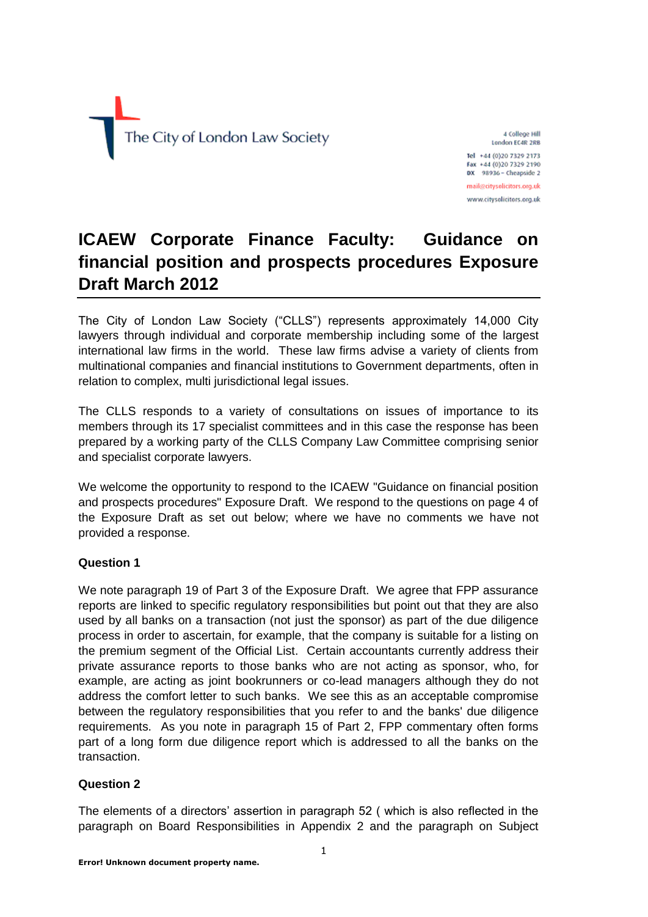The City of London Law Society

4 College Hill
London EC4R 2RB

Tel +44 (0)20 7329 2173
Fax +44 (0)20 7329 2190
DX 98936 – Cheapside 2

mail@citysolicitors.org.uk
www.citysolicitors.org.uk

# ICAEW Corporate Finance Faculty: Guidance on financial position and prospects procedures Exposure Draft March 2012

The City of London Law Society ("CLLS") represents approximately 14,000 City lawyers through individual and corporate membership including some of the largest international law firms in the world. These law firms advise a variety of clients from multinational companies and financial institutions to Government departments, often in relation to complex, multi jurisdictional legal issues.

The CLLS responds to a variety of consultations on issues of importance to its members through its 17 specialist committees and in this case the response has been prepared by a working party of the CLLS Company Law Committee comprising senior and specialist corporate lawyers.

We welcome the opportunity to respond to the ICAEW "Guidance on financial position and prospects procedures" Exposure Draft. We respond to the questions on page 4 of the Exposure Draft as set out below; where we have no comments we have not provided a response.

**Question 1**

We note paragraph 19 of Part 3 of the Exposure Draft. We agree that FPP assurance reports are linked to specific regulatory responsibilities but point out that they are also used by all banks on a transaction (not just the sponsor) as part of the due diligence process in order to ascertain, for example, that the company is suitable for a listing on the premium segment of the Official List. Certain accountants currently address their private assurance reports to those banks who are not acting as sponsor, who, for example, are acting as joint bookrunners or co-lead managers although they do not address the comfort letter to such banks. We see this as an acceptable compromise between the regulatory responsibilities that you refer to and the banks' due diligence requirements. As you note in paragraph 15 of Part 2, FPP commentary often forms part of a long form due diligence report which is addressed to all the banks on the transaction.

**Question 2**

The elements of a directors' assertion in paragraph 52 ( which is also reflected in the paragraph on Board Responsibilities in Appendix 2 and the paragraph on Subject

Error! Unknown document property name.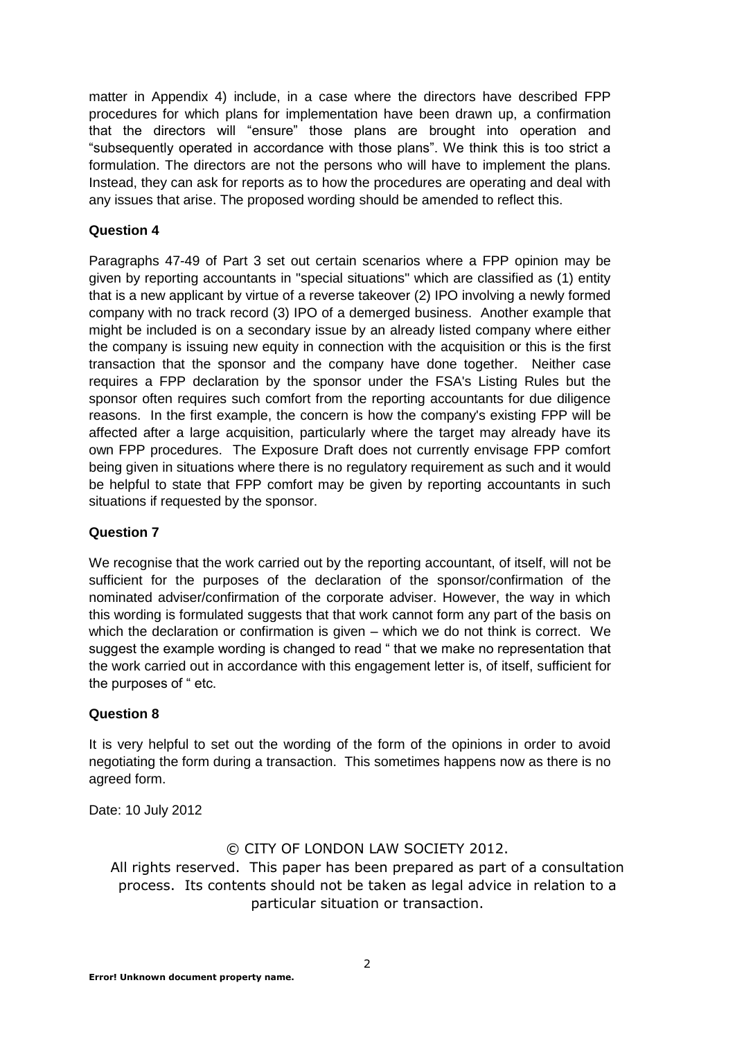matter in Appendix 4) include, in a case where the directors have described FPP procedures for which plans for implementation have been drawn up, a confirmation that the directors will "ensure" those plans are brought into operation and "subsequently operated in accordance with those plans". We think this is too strict a formulation. The directors are not the persons who will have to implement the plans. Instead, they can ask for reports as to how the procedures are operating and deal with any issues that arise. The proposed wording should be amended to reflect this.

**Question 4**

Paragraphs 47-49 of Part 3 set out certain scenarios where a FPP opinion may be given by reporting accountants in "special situations" which are classified as (1) entity that is a new applicant by virtue of a reverse takeover (2) IPO involving a newly formed company with no track record (3) IPO of a demerged business. Another example that might be included is on a secondary issue by an already listed company where either the company is issuing new equity in connection with the acquisition or this is the first transaction that the sponsor and the company have done together. Neither case requires a FPP declaration by the sponsor under the FSA's Listing Rules but the sponsor often requires such comfort from the reporting accountants for due diligence reasons. In the first example, the concern is how the company's existing FPP will be affected after a large acquisition, particularly where the target may already have its own FPP procedures. The Exposure Draft does not currently envisage FPP comfort being given in situations where there is no regulatory requirement as such and it would be helpful to state that FPP comfort may be given by reporting accountants in such situations if requested by the sponsor.

**Question 7**

We recognise that the work carried out by the reporting accountant, of itself, will not be sufficient for the purposes of the declaration of the sponsor/confirmation of the nominated adviser/confirmation of the corporate adviser. However, the way in which this wording is formulated suggests that that work cannot form any part of the basis on which the declaration or confirmation is given – which we do not think is correct. We suggest the example wording is changed to read " that we make no representation that the work carried out in accordance with this engagement letter is, of itself, sufficient for the purposes of " etc.

**Question 8**

It is very helpful to set out the wording of the form of the opinions in order to avoid negotiating the form during a transaction. This sometimes happens now as there is no agreed form.

Date: 10 July 2012

© CITY OF LONDON LAW SOCIETY 2012.
All rights reserved. This paper has been prepared as part of a consultation process. Its contents should not be taken as legal advice in relation to a particular situation or transaction.

**Error! Unknown document property name.**